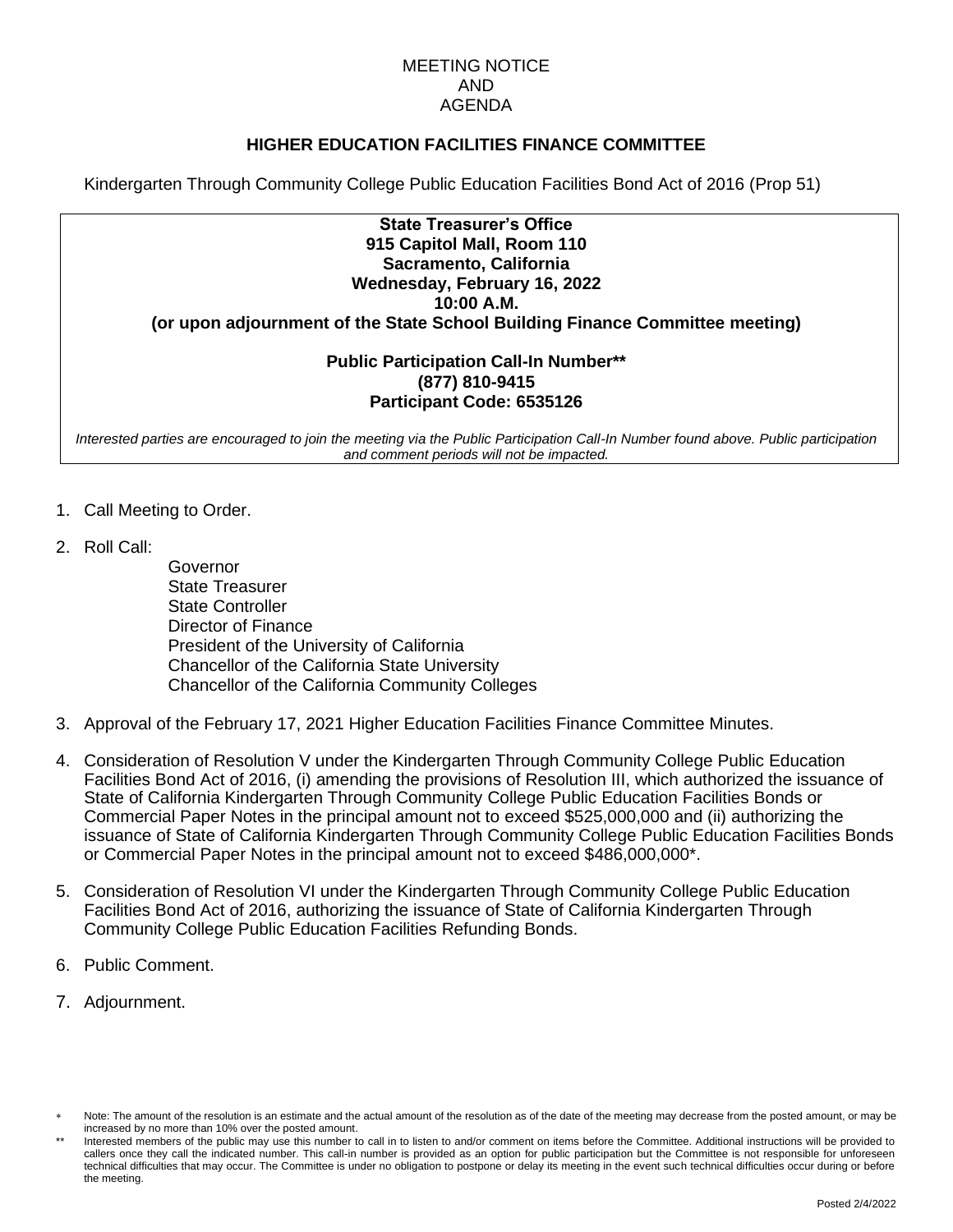MEETING NOTICE
AND
AGENDA

## HIGHER EDUCATION FACILITIES FINANCE COMMITTEE

Kindergarten Through Community College Public Education Facilities Bond Act of 2016 (Prop 51)

**State Treasurer's Office**
**915 Capitol Mall, Room 110**
**Sacramento, California**
**Wednesday, February 16, 2022**
**10:00 A.M.**
**(or upon adjournment of the State School Building Finance Committee meeting)**

**Public Participation Call-In Number****
**(877) 810-9415**
**Participant Code: 6535126**

*Interested parties are encouraged to join the meeting via the Public Participation Call-In Number found above. Public participation and comment periods will not be impacted.*

1. Call Meeting to Order.

2. Roll Call:
   - Governor
   - State Treasurer
   - State Controller
   - Director of Finance
   - President of the University of California
   - Chancellor of the California State University
   - Chancellor of the California Community Colleges

3. Approval of the February 17, 2021 Higher Education Facilities Finance Committee Minutes.

4. Consideration of Resolution V under the Kindergarten Through Community College Public Education Facilities Bond Act of 2016, (i) amending the provisions of Resolution III, which authorized the issuance of State of California Kindergarten Through Community College Public Education Facilities Bonds or Commercial Paper Notes in the principal amount not to exceed $525,000,000 and (ii) authorizing the issuance of State of California Kindergarten Through Community College Public Education Facilities Bonds or Commercial Paper Notes in the principal amount not to exceed $486,000,000*.

5. Consideration of Resolution VI under the Kindergarten Through Community College Public Education Facilities Bond Act of 2016, authorizing the issuance of State of California Kindergarten Through Community College Public Education Facilities Refunding Bonds.

6. Public Comment.

7. Adjournment.

\* Note: The amount of the resolution is an estimate and the actual amount of the resolution as of the date of the meeting may decrease from the posted amount, or may be increased by no more than 10% over the posted amount.

** Interested members of the public may use this number to call in to listen to and/or comment on items before the Committee. Additional instructions will be provided to callers once they call the indicated number. This call-in number is provided as an option for public participation but the Committee is not responsible for unforeseen technical difficulties that may occur. The Committee is under no obligation to postpone or delay its meeting in the event such technical difficulties occur during or before the meeting.

Posted 2/4/2022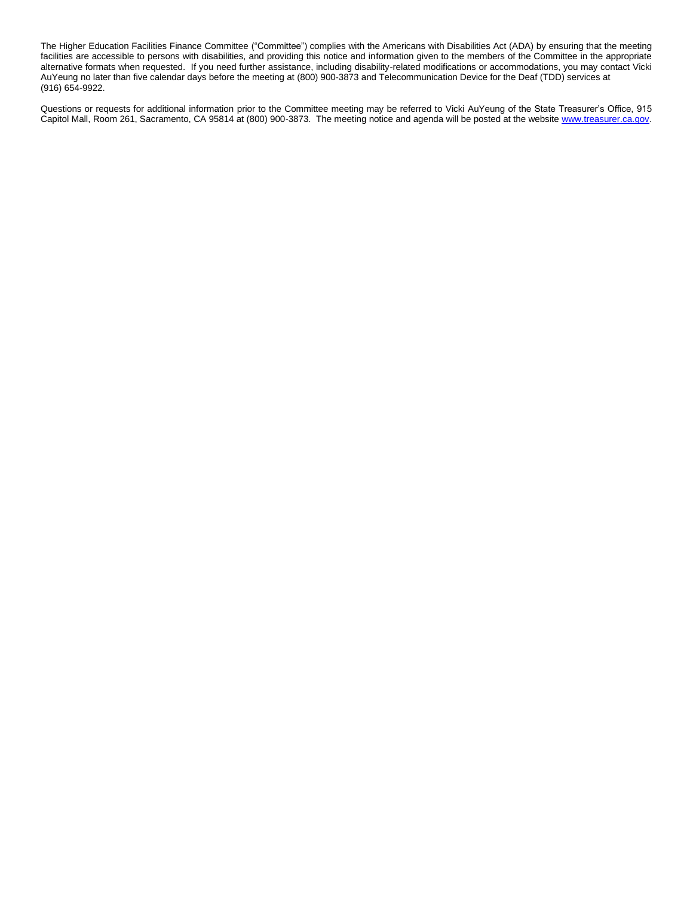The Higher Education Facilities Finance Committee ("Committee") complies with the Americans with Disabilities Act (ADA) by ensuring that the meeting facilities are accessible to persons with disabilities, and providing this notice and information given to the members of the Committee in the appropriate alternative formats when requested. If you need further assistance, including disability-related modifications or accommodations, you may contact Vicki AuYeung no later than five calendar days before the meeting at (800) 900-3873 and Telecommunication Device for the Deaf (TDD) services at (916) 654-9922.

Questions or requests for additional information prior to the Committee meeting may be referred to Vicki AuYeung of the State Treasurer's Office, 915 Capitol Mall, Room 261, Sacramento, CA 95814 at (800) 900-3873. The meeting notice and agenda will be posted at the website [www.treasurer.ca.gov](http://www.treasurer.ca.gov).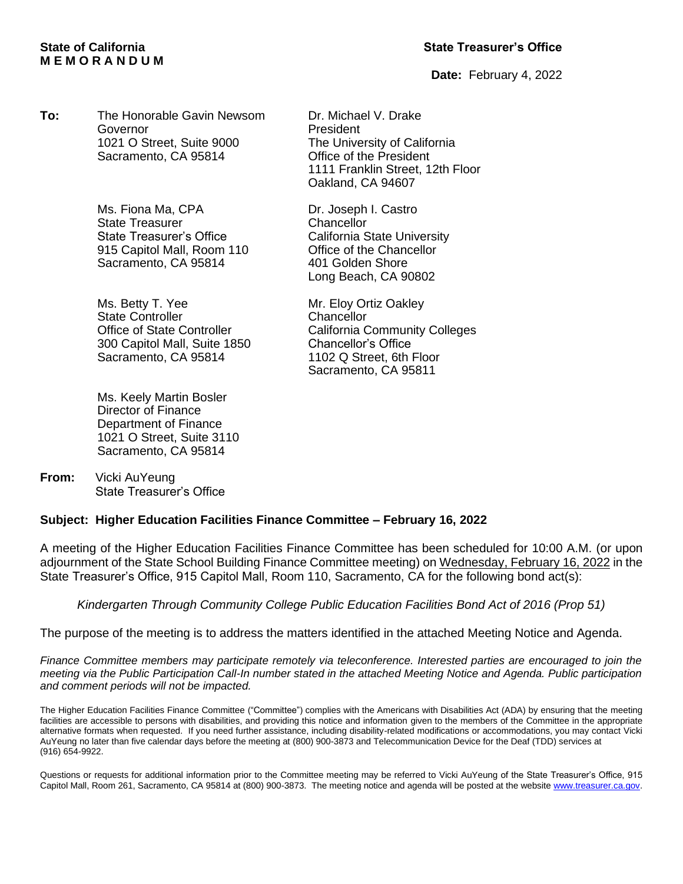**State of California**
**M E M O R A N D U M**

**State Treasurer's Office**

**Date:** February 4, 2022

**To:**

The Honorable Gavin Newsom
Governor
1021 O Street, Suite 9000
Sacramento, CA 95814

Ms. Fiona Ma, CPA
State Treasurer
State Treasurer's Office
915 Capitol Mall, Room 110
Sacramento, CA 95814

Ms. Betty T. Yee
State Controller
Office of State Controller
300 Capitol Mall, Suite 1850
Sacramento, CA 95814

Ms. Keely Martin Bosler
Director of Finance
Department of Finance
1021 O Street, Suite 3110
Sacramento, CA 95814

Dr. Michael V. Drake
President
The University of California
Office of the President
1111 Franklin Street, 12th Floor
Oakland, CA 94607

Dr. Joseph I. Castro
Chancellor
California State University
Office of the Chancellor
401 Golden Shore
Long Beach, CA 90802

Mr. Eloy Ortiz Oakley
Chancellor
California Community Colleges
Chancellor's Office
1102 Q Street, 6th Floor
Sacramento, CA 95811

**From:** Vicki AuYeung
State Treasurer's Office

**Subject: Higher Education Facilities Finance Committee – February 16, 2022**

A meeting of the Higher Education Facilities Finance Committee has been scheduled for 10:00 A.M. (or upon adjournment of the State School Building Finance Committee meeting) on Wednesday, February 16, 2022 in the State Treasurer's Office, 915 Capitol Mall, Room 110, Sacramento, CA for the following bond act(s):

*Kindergarten Through Community College Public Education Facilities Bond Act of 2016 (Prop 51)*

The purpose of the meeting is to address the matters identified in the attached Meeting Notice and Agenda.

*Finance Committee members may participate remotely via teleconference. Interested parties are encouraged to join the meeting via the Public Participation Call-In number stated in the attached Meeting Notice and Agenda. Public participation and comment periods will not be impacted.*

The Higher Education Facilities Finance Committee ("Committee") complies with the Americans with Disabilities Act (ADA) by ensuring that the meeting facilities are accessible to persons with disabilities, and providing this notice and information given to the members of the Committee in the appropriate alternative formats when requested. If you need further assistance, including disability-related modifications or accommodations, you may contact Vicki AuYeung no later than five calendar days before the meeting at (800) 900-3873 and Telecommunication Device for the Deaf (TDD) services at (916) 654-9922.

Questions or requests for additional information prior to the Committee meeting may be referred to Vicki AuYeung of the State Treasurer's Office, 915 Capitol Mall, Room 261, Sacramento, CA 95814 at (800) 900-3873. The meeting notice and agenda will be posted at the website www.treasurer.ca.gov.